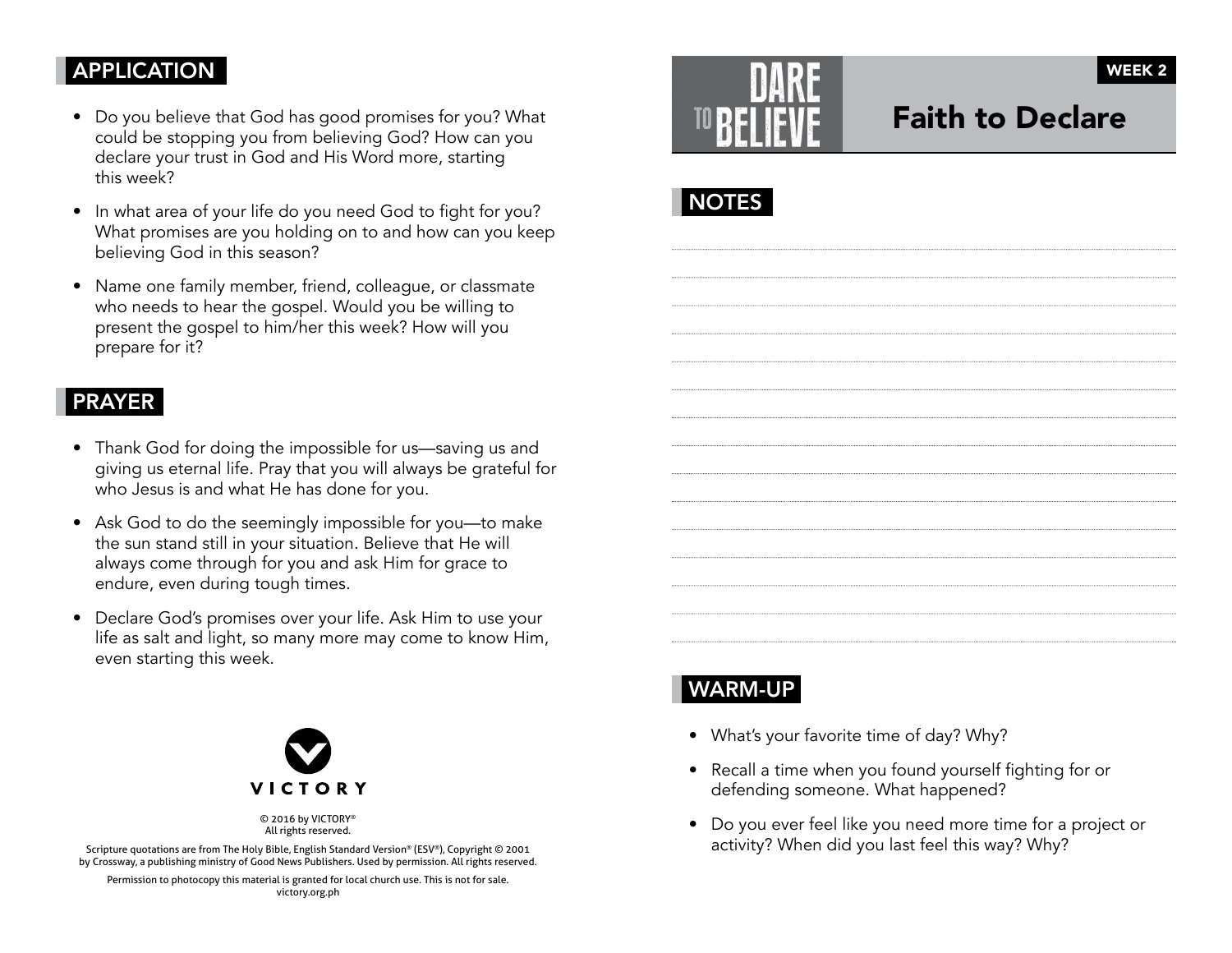## APPLICATION

- Do you believe that God has good promises for you? What could be stopping you from believing God? How can you declare your trust in God and His Word more, starting this week?
- In what area of your life do you need God to fight for you? What promises are you holding on to and how can you keep believing God in this season?
- Name one family member, friend, colleague, or classmate who needs to hear the gospel. Would you be willing to present the gospel to him/her this week? How will you prepare for it?

## PRAYER

- Thank God for doing the impossible for us—saving us and giving us eternal life. Pray that you will always be grateful for who Jesus is and what He has done for you.
- Ask God to do the seemingly impossible for you—to make the sun stand still in your situation. Believe that He will always come through for you and ask Him for grace to endure, even during tough times.
- Declare God's promises over your life. Ask Him to use your life as salt and light, so many more may come to know Him, even starting this week.

VICTORY

© 2016 by VICTORY®
All rights reserved.

Scripture quotations are from The Holy Bible, English Standard Version® (ESV®), Copyright © 2001 by Crossway, a publishing ministry of Good News Publishers. Used by permission. All rights reserved.

Permission to photocopy this material is granted for local church use. This is not for sale.
victory.org.ph

# DARE TO BELIEVE

WEEK 2

# Faith to Declare

## NOTES

## WARM-UP

- What's your favorite time of day? Why?
- Recall a time when you found yourself fighting for or defending someone. What happened?
- Do you ever feel like you need more time for a project or activity? When did you last feel this way? Why?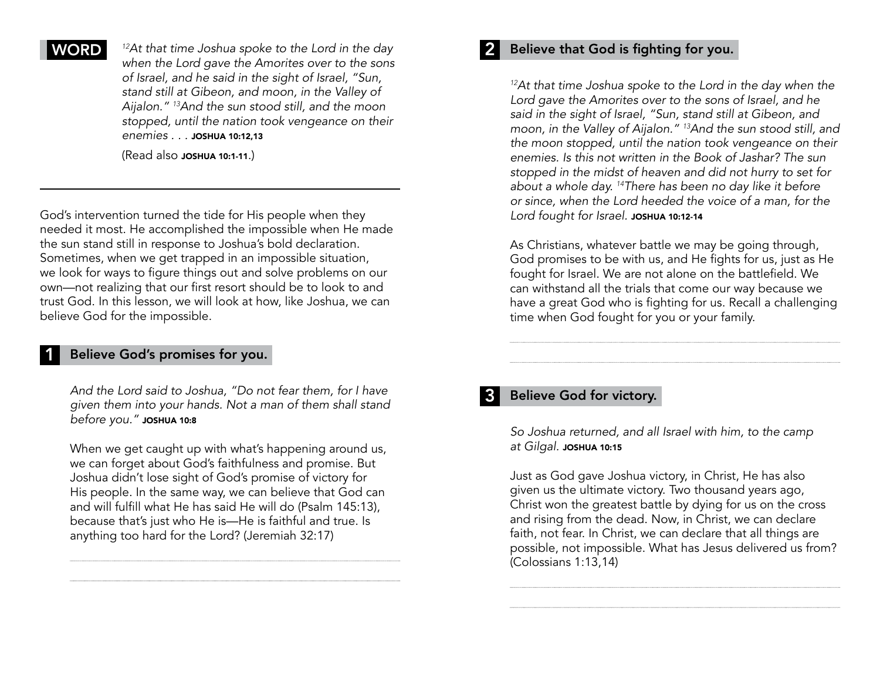**WORD**

*[12]At that time Joshua spoke to the Lord in the day when the Lord gave the Amorites over to the sons of Israel, and he said in the sight of Israel, "Sun, stand still at Gibeon, and moon, in the Valley of Aijalon." [13]And the sun stood still, and the moon stopped, until the nation took vengeance on their enemies . . .* **JOSHUA 10:12,13**

(Read also **JOSHUA 10:1-11**.)

---

God's intervention turned the tide for His people when they needed it most. He accomplished the impossible when He made the sun stand still in response to Joshua's bold declaration. Sometimes, when we get trapped in an impossible situation, we look for ways to figure things out and solve problems on our own—not realizing that our first resort should be to look to and trust God. In this lesson, we will look at how, like Joshua, we can believe God for the impossible.

## 1 Believe God's promises for you.

*And the Lord said to Joshua, "Do not fear them, for I have given them into your hands. Not a man of them shall stand before you."* **JOSHUA 10:8**

When we get caught up with what's happening around us, we can forget about God's faithfulness and promise. But Joshua didn't lose sight of God's promise of victory for His people. In the same way, we can believe that God can and will fulfill what He has said He will do (Psalm 145:13), because that's just who He is—He is faithful and true. Is anything too hard for the Lord? (Jeremiah 32:17)

## 2 Believe that God is fighting for you.

*[12]At that time Joshua spoke to the Lord in the day when the Lord gave the Amorites over to the sons of Israel, and he said in the sight of Israel, "Sun, stand still at Gibeon, and moon, in the Valley of Aijalon." [13]And the sun stood still, and the moon stopped, until the nation took vengeance on their enemies. Is this not written in the Book of Jashar? The sun stopped in the midst of heaven and did not hurry to set for about a whole day. [14]There has been no day like it before or since, when the Lord heeded the voice of a man, for the Lord fought for Israel.* **JOSHUA 10:12-14**

As Christians, whatever battle we may be going through, God promises to be with us, and He fights for us, just as He fought for Israel. We are not alone on the battlefield. We can withstand all the trials that come our way because we have a great God who is fighting for us. Recall a challenging time when God fought for you or your family.

## 3 Believe God for victory.

*So Joshua returned, and all Israel with him, to the camp at Gilgal.* **JOSHUA 10:15**

Just as God gave Joshua victory, in Christ, He has also given us the ultimate victory. Two thousand years ago, Christ won the greatest battle by dying for us on the cross and rising from the dead. Now, in Christ, we can declare faith, not fear. In Christ, we can declare that all things are possible, not impossible. What has Jesus delivered us from? (Colossians 1:13,14)